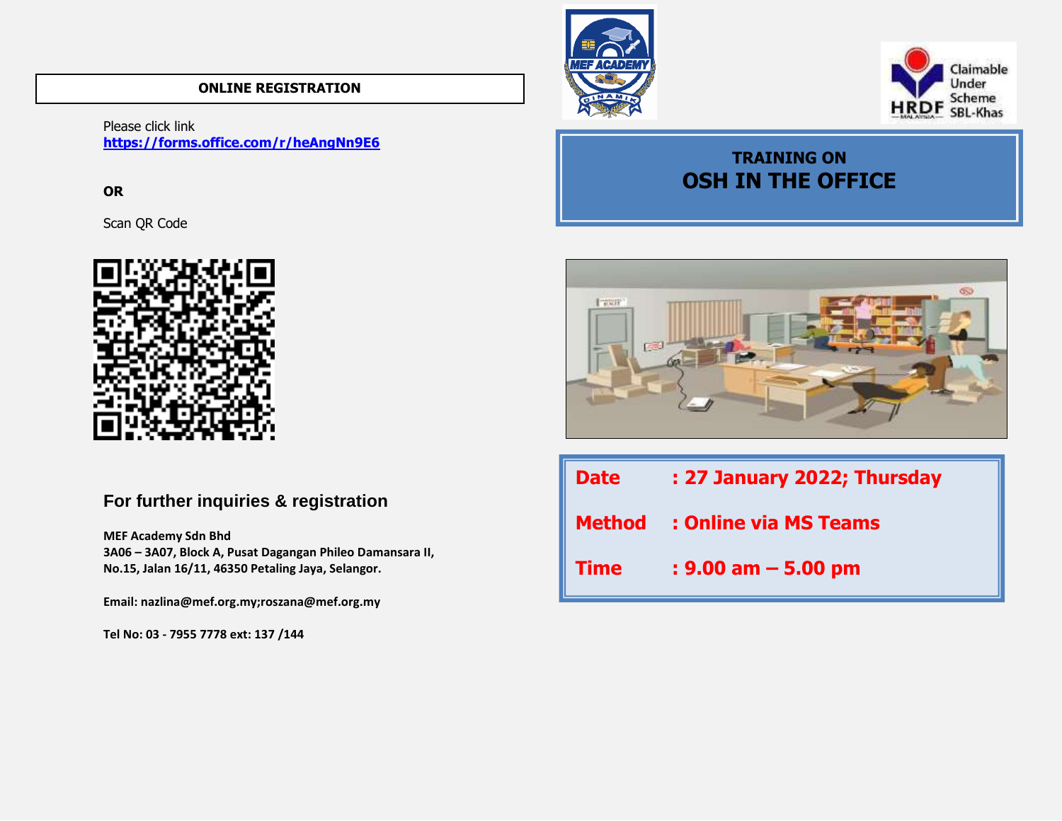## ONLINE REGISTRATION

Please click link
**https://forms.office.com/r/heAngNn9E6**

**OR**

Scan QR Code

### For further inquiries & registration

**MEF Academy Sdn Bhd**
**3A06 – 3A07, Block A, Pusat Dagangan Phileo Damansara II,**
**No.15, Jalan 16/11, 46350 Petaling Jaya, Selangor.**

**Email: nazlina@mef.org.my;roszana@mef.org.my**

**Tel No: 03 - 7955 7778 ext: 137 /144**

Claimable Under Scheme SBL-Khas

## TRAINING ON
# OSH IN THE OFFICE

| | |
|---|---|
| **Date** | **: 27 January 2022; Thursday** |
| **Method** | **: Online via MS Teams** |
| **Time** | **: 9.00 am – 5.00 pm** |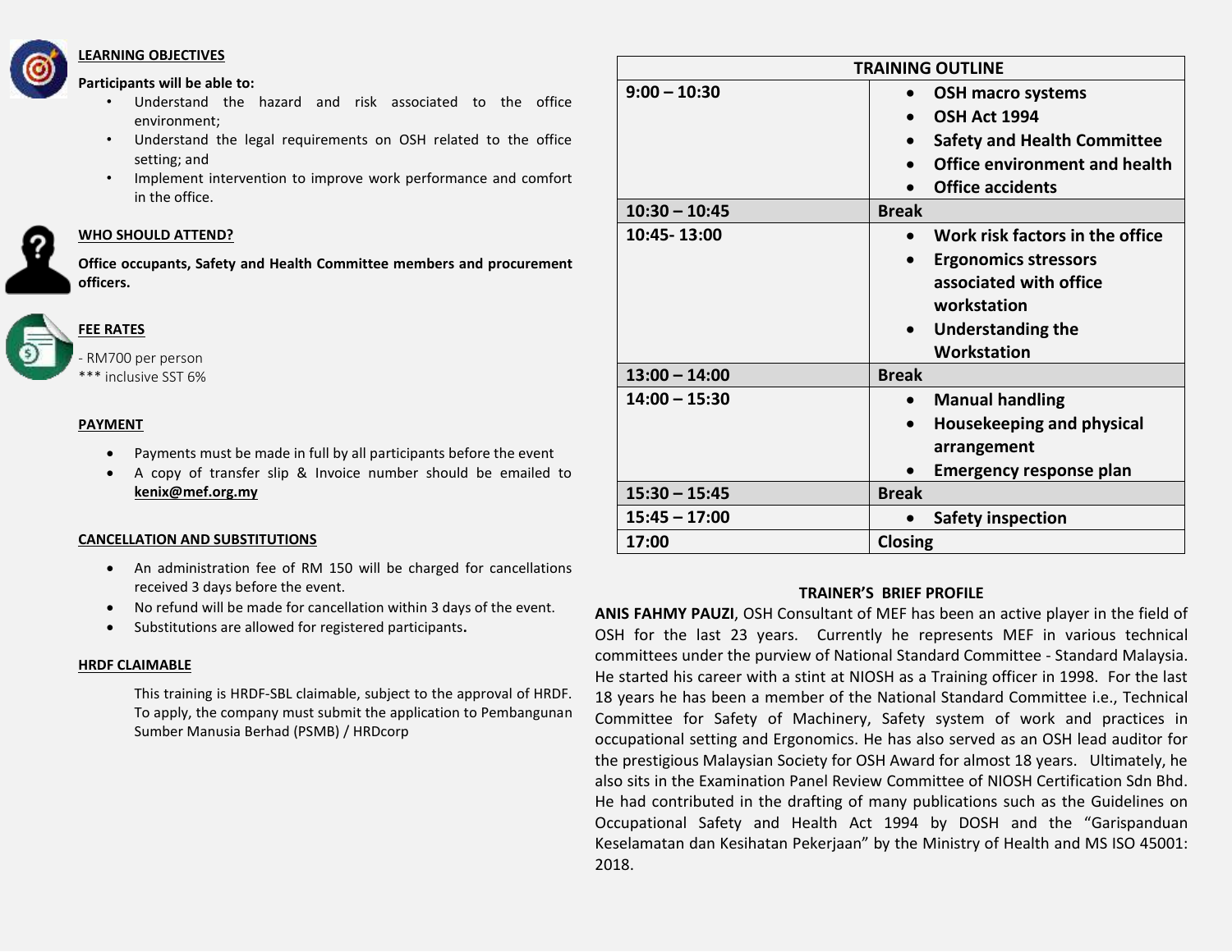## LEARNING OBJECTIVES

**Participants will be able to:**

- Understand the hazard and risk associated to the office environment;
- Understand the legal requirements on OSH related to the office setting; and
- Implement intervention to improve work performance and comfort in the office.

## WHO SHOULD ATTEND?

**Office occupants, Safety and Health Committee members and procurement officers.**

## FEE RATES

- RM700 per person
*** inclusive SST 6%

## PAYMENT

- Payments must be made in full by all participants before the event
- A copy of transfer slip & Invoice number should be emailed to **kenix@mef.org.my**

## CANCELLATION AND SUBSTITUTIONS

- An administration fee of RM 150 will be charged for cancellations received 3 days before the event.
- No refund will be made for cancellation within 3 days of the event.
- Substitutions are allowed for registered participants.

## HRDF CLAIMABLE

This training is HRDF-SBL claimable, subject to the approval of HRDF. To apply, the company must submit the application to Pembangunan Sumber Manusia Berhad (PSMB) / HRDcorp

| TRAINING OUTLINE | |
|---|---|
| **9:00 – 10:30** | • **OSH macro systems**<br>• **OSH Act 1994**<br>• **Safety and Health Committee**<br>• **Office environment and health**<br>• **Office accidents** |
| **10:30 – 10:45** | **Break** |
| **10:45- 13:00** | • **Work risk factors in the office**<br>• **Ergonomics stressors associated with office workstation**<br>• **Understanding the Workstation** |
| **13:00 – 14:00** | **Break** |
| **14:00 – 15:30** | • **Manual handling**<br>• **Housekeeping and physical arrangement**<br>• **Emergency response plan** |
| **15:30 – 15:45** | **Break** |
| **15:45 – 17:00** | • **Safety inspection** |
| **17:00** | **Closing** |

## TRAINER'S BRIEF PROFILE

**ANIS FAHMY PAUZI**, OSH Consultant of MEF has been an active player in the field of OSH for the last 23 years. Currently he represents MEF in various technical committees under the purview of National Standard Committee - Standard Malaysia. He started his career with a stint at NIOSH as a Training officer in 1998. For the last 18 years he has been a member of the National Standard Committee i.e., Technical Committee for Safety of Machinery, Safety system of work and practices in occupational setting and Ergonomics. He has also served as an OSH lead auditor for the prestigious Malaysian Society for OSH Award for almost 18 years. Ultimately, he also sits in the Examination Panel Review Committee of NIOSH Certification Sdn Bhd. He had contributed in the drafting of many publications such as the Guidelines on Occupational Safety and Health Act 1994 by DOSH and the "Garispanduan Keselamatan dan Kesihatan Pekerjaan" by the Ministry of Health and MS ISO 45001: 2018.